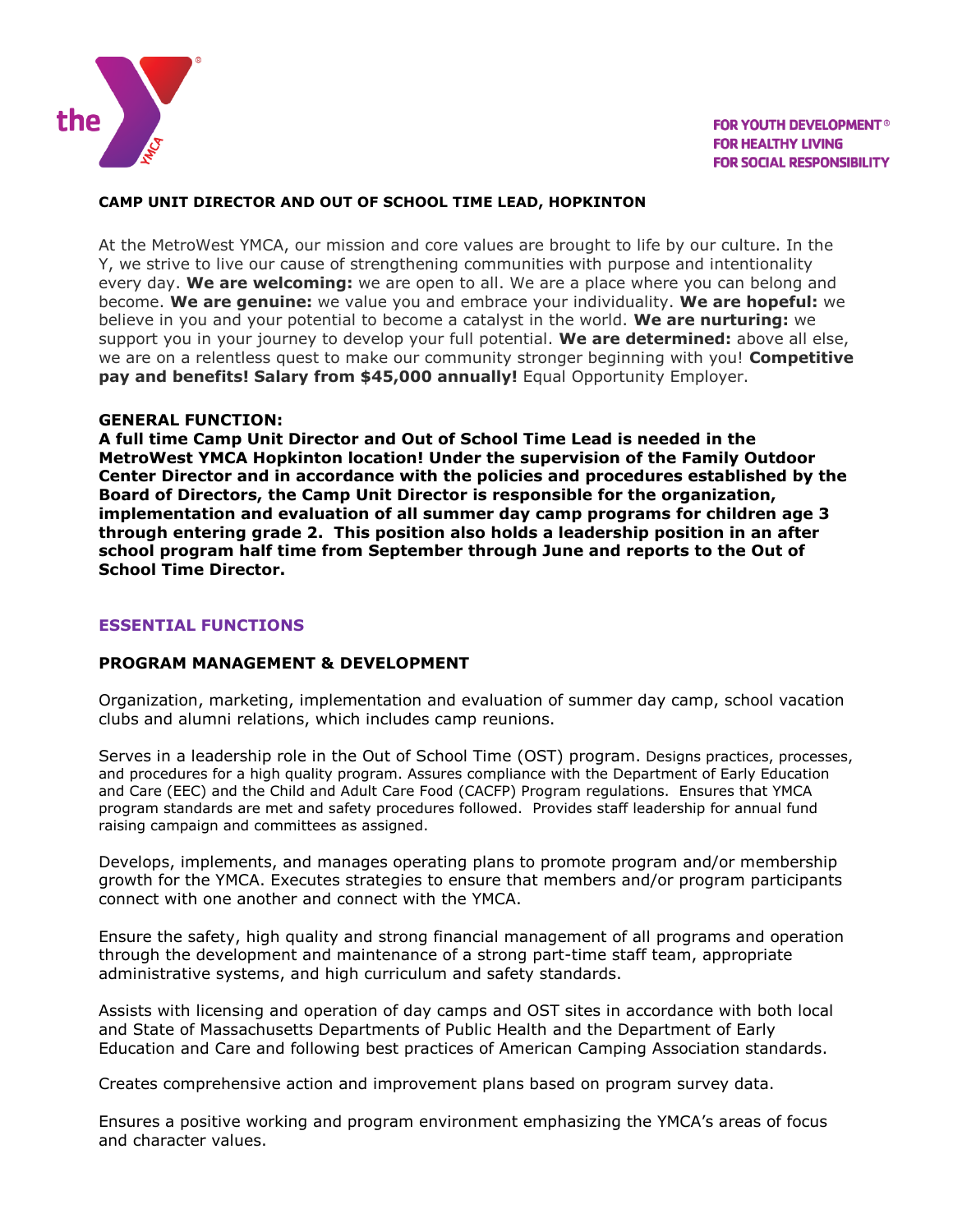FOR YOUTH DEVELOPMENT®
FOR HEALTHY LIVING
FOR SOCIAL RESPONSIBILITY

# CAMP UNIT DIRECTOR AND OUT OF SCHOOL TIME LEAD, HOPKINTON

At the MetroWest YMCA, our mission and core values are brought to life by our culture. In the Y, we strive to live our cause of strengthening communities with purpose and intentionality every day. **We are welcoming:** we are open to all. We are a place where you can belong and become. **We are genuine:** we value you and embrace your individuality. **We are hopeful:** we believe in you and your potential to become a catalyst in the world. **We are nurturing:** we support you in your journey to develop your full potential. **We are determined:** above all else, we are on a relentless quest to make our community stronger beginning with you! **Competitive pay and benefits! Salary from $45,000 annually!** Equal Opportunity Employer.

## GENERAL FUNCTION:

**A full time Camp Unit Director and Out of School Time Lead is needed in the MetroWest YMCA Hopkinton location! Under the supervision of the Family Outdoor Center Director and in accordance with the policies and procedures established by the Board of Directors, the Camp Unit Director is responsible for the organization, implementation and evaluation of all summer day camp programs for children age 3 through entering grade 2. This position also holds a leadership position in an after school program half time from September through June and reports to the Out of School Time Director.**

## ESSENTIAL FUNCTIONS

### PROGRAM MANAGEMENT & DEVELOPMENT

Organization, marketing, implementation and evaluation of summer day camp, school vacation clubs and alumni relations, which includes camp reunions.

Serves in a leadership role in the Out of School Time (OST) program. Designs practices, processes, and procedures for a high quality program. Assures compliance with the Department of Early Education and Care (EEC) and the Child and Adult Care Food (CACFP) Program regulations. Ensures that YMCA program standards are met and safety procedures followed. Provides staff leadership for annual fund raising campaign and committees as assigned.

Develops, implements, and manages operating plans to promote program and/or membership growth for the YMCA. Executes strategies to ensure that members and/or program participants connect with one another and connect with the YMCA.

Ensure the safety, high quality and strong financial management of all programs and operation through the development and maintenance of a strong part-time staff team, appropriate administrative systems, and high curriculum and safety standards.

Assists with licensing and operation of day camps and OST sites in accordance with both local and State of Massachusetts Departments of Public Health and the Department of Early Education and Care and following best practices of American Camping Association standards.

Creates comprehensive action and improvement plans based on program survey data.

Ensures a positive working and program environment emphasizing the YMCA's areas of focus and character values.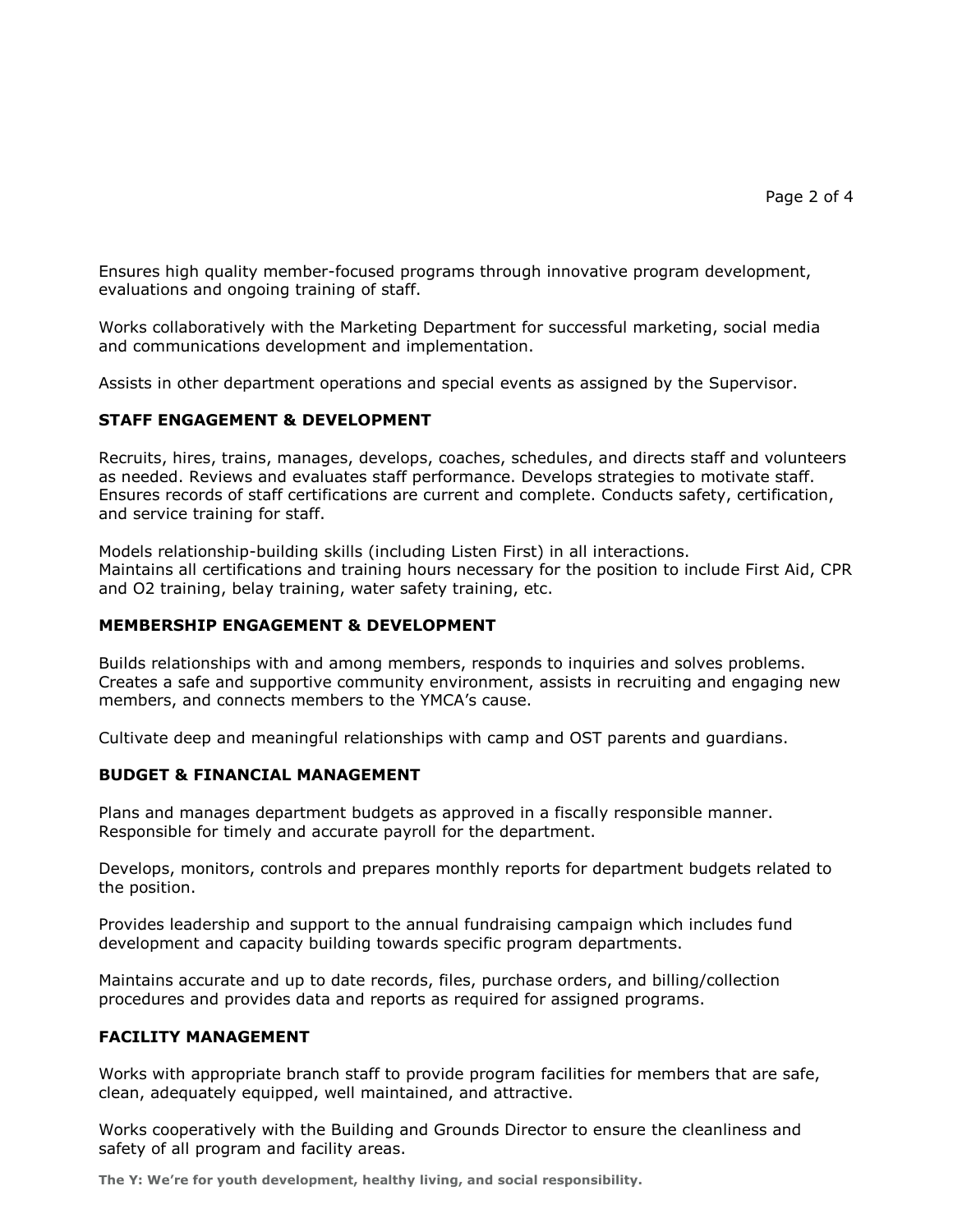Ensures high quality member-focused programs through innovative program development, evaluations and ongoing training of staff.

Works collaboratively with the Marketing Department for successful marketing, social media and communications development and implementation.

Assists in other department operations and special events as assigned by the Supervisor.

### STAFF ENGAGEMENT & DEVELOPMENT

Recruits, hires, trains, manages, develops, coaches, schedules, and directs staff and volunteers as needed. Reviews and evaluates staff performance. Develops strategies to motivate staff. Ensures records of staff certifications are current and complete. Conducts safety, certification, and service training for staff.

Models relationship-building skills (including Listen First) in all interactions.
Maintains all certifications and training hours necessary for the position to include First Aid, CPR and O2 training, belay training, water safety training, etc.

### MEMBERSHIP ENGAGEMENT & DEVELOPMENT

Builds relationships with and among members, responds to inquiries and solves problems. Creates a safe and supportive community environment, assists in recruiting and engaging new members, and connects members to the YMCA's cause.

Cultivate deep and meaningful relationships with camp and OST parents and guardians.

### BUDGET & FINANCIAL MANAGEMENT

Plans and manages department budgets as approved in a fiscally responsible manner. Responsible for timely and accurate payroll for the department.

Develops, monitors, controls and prepares monthly reports for department budgets related to the position.

Provides leadership and support to the annual fundraising campaign which includes fund development and capacity building towards specific program departments.

Maintains accurate and up to date records, files, purchase orders, and billing/collection procedures and provides data and reports as required for assigned programs.

### FACILITY MANAGEMENT

Works with appropriate branch staff to provide program facilities for members that are safe, clean, adequately equipped, well maintained, and attractive.

Works cooperatively with the Building and Grounds Director to ensure the cleanliness and safety of all program and facility areas.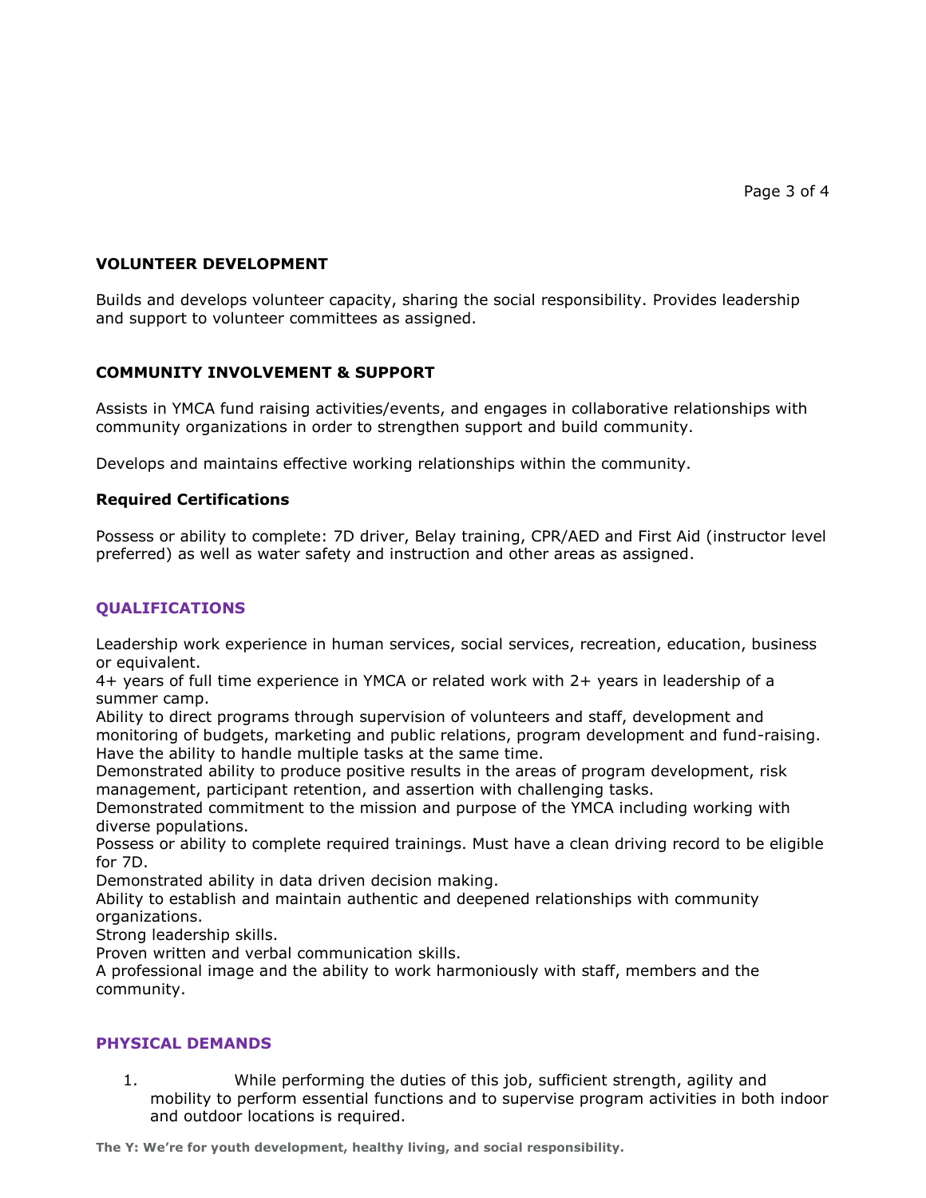## VOLUNTEER DEVELOPMENT

Builds and develops volunteer capacity, sharing the social responsibility. Provides leadership and support to volunteer committees as assigned.

## COMMUNITY INVOLVEMENT & SUPPORT

Assists in YMCA fund raising activities/events, and engages in collaborative relationships with community organizations in order to strengthen support and build community.

Develops and maintains effective working relationships within the community.

### Required Certifications

Possess or ability to complete: 7D driver, Belay training, CPR/AED and First Aid (instructor level preferred) as well as water safety and instruction and other areas as assigned.

## QUALIFICATIONS

Leadership work experience in human services, social services, recreation, education, business or equivalent.
4+ years of full time experience in YMCA or related work with 2+ years in leadership of a summer camp.
Ability to direct programs through supervision of volunteers and staff, development and monitoring of budgets, marketing and public relations, program development and fund-raising.
Have the ability to handle multiple tasks at the same time.
Demonstrated ability to produce positive results in the areas of program development, risk management, participant retention, and assertion with challenging tasks.
Demonstrated commitment to the mission and purpose of the YMCA including working with diverse populations.
Possess or ability to complete required trainings. Must have a clean driving record to be eligible for 7D.
Demonstrated ability in data driven decision making.
Ability to establish and maintain authentic and deepened relationships with community organizations.
Strong leadership skills.
Proven written and verbal communication skills.
A professional image and the ability to work harmoniously with staff, members and the community.

## PHYSICAL DEMANDS

1. While performing the duties of this job, sufficient strength, agility and mobility to perform essential functions and to supervise program activities in both indoor and outdoor locations is required.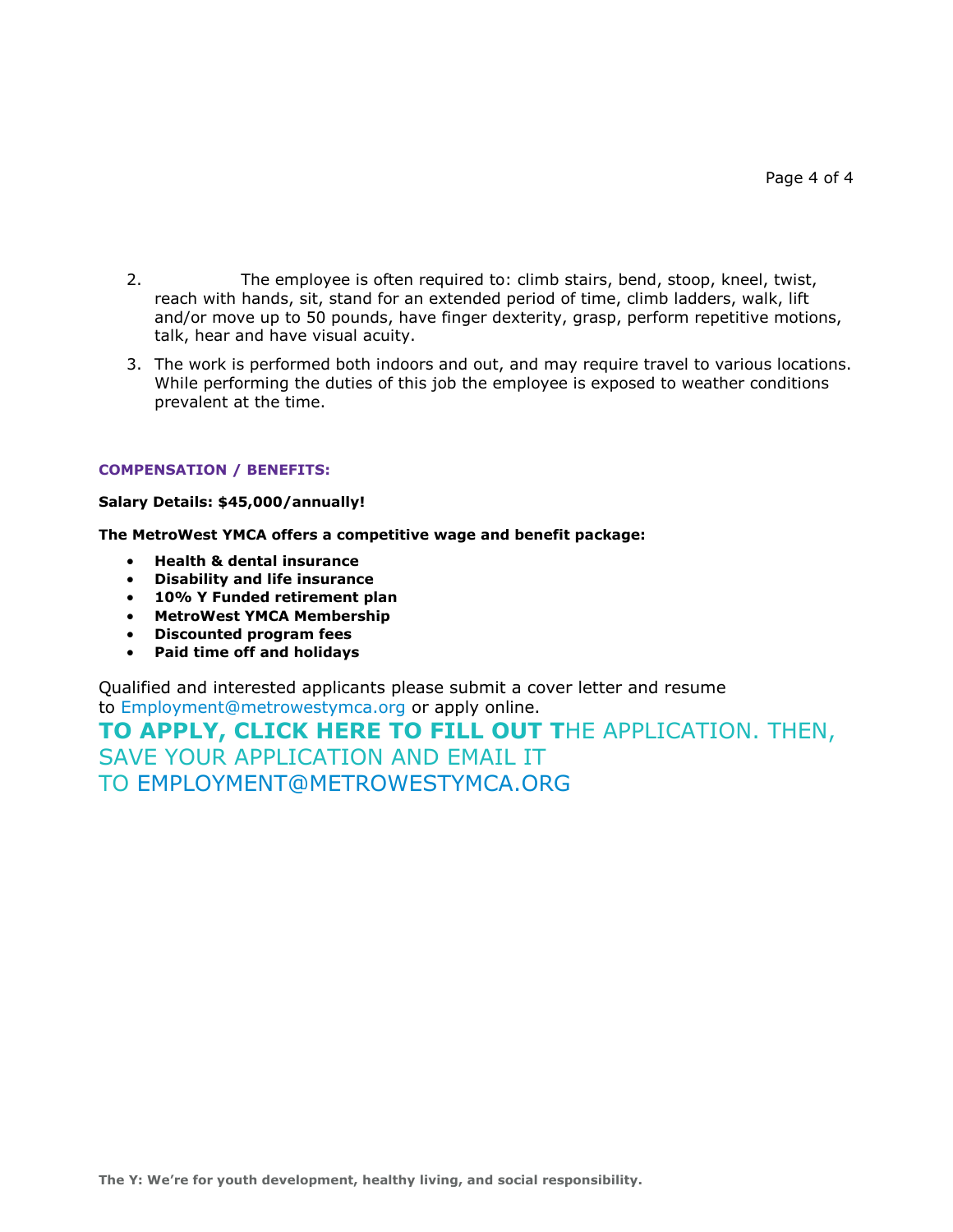2. The employee is often required to: climb stairs, bend, stoop, kneel, twist, reach with hands, sit, stand for an extended period of time, climb ladders, walk, lift and/or move up to 50 pounds, have finger dexterity, grasp, perform repetitive motions, talk, hear and have visual acuity.
3. The work is performed both indoors and out, and may require travel to various locations. While performing the duties of this job the employee is exposed to weather conditions prevalent at the time.

### COMPENSATION / BENEFITS:

**Salary Details: $45,000/annually!**

**The MetroWest YMCA offers a competitive wage and benefit package:**

- **Health & dental insurance**
- **Disability and life insurance**
- **10% Y Funded retirement plan**
- **MetroWest YMCA Membership**
- **Discounted program fees**
- **Paid time off and holidays**

Qualified and interested applicants please submit a cover letter and resume to Employment@metrowestymca.org or apply online.

**TO APPLY, CLICK HERE TO FILL OUT T**HE APPLICATION. THEN, SAVE YOUR APPLICATION AND EMAIL IT TO EMPLOYMENT@METROWESTYMCA.ORG

**The Y: We're for youth development, healthy living, and social responsibility.**